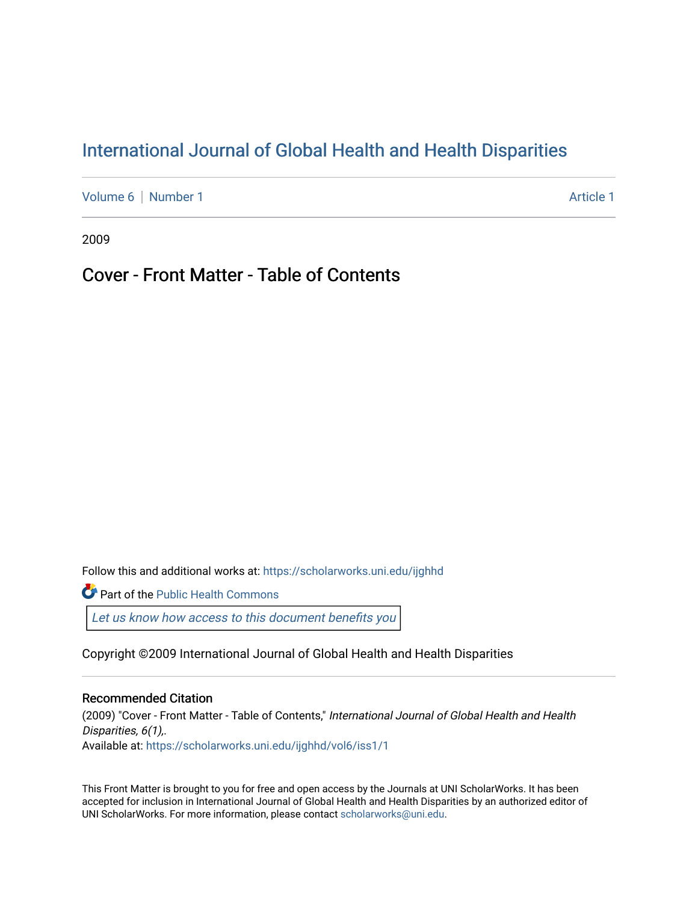# International Journal of Global Health and Health Disparities

Volume 6 | Number 1 Article 1

2009

## Cover - Front Matter - Table of Contents

Follow this and additional works at: https://scholarworks.uni.edu/ijghhd

Part of the Public Health Commons

Let us know how access to this document benefits you

Copyright ©2009 International Journal of Global Health and Health Disparities

### Recommended Citation

(2009) "Cover - Front Matter - Table of Contents," *International Journal of Global Health and Health Disparities, 6(1),.*
Available at: https://scholarworks.uni.edu/ijghhd/vol6/iss1/1

This Front Matter is brought to you for free and open access by the Journals at UNI ScholarWorks. It has been accepted for inclusion in International Journal of Global Health and Health Disparities by an authorized editor of UNI ScholarWorks. For more information, please contact scholarworks@uni.edu.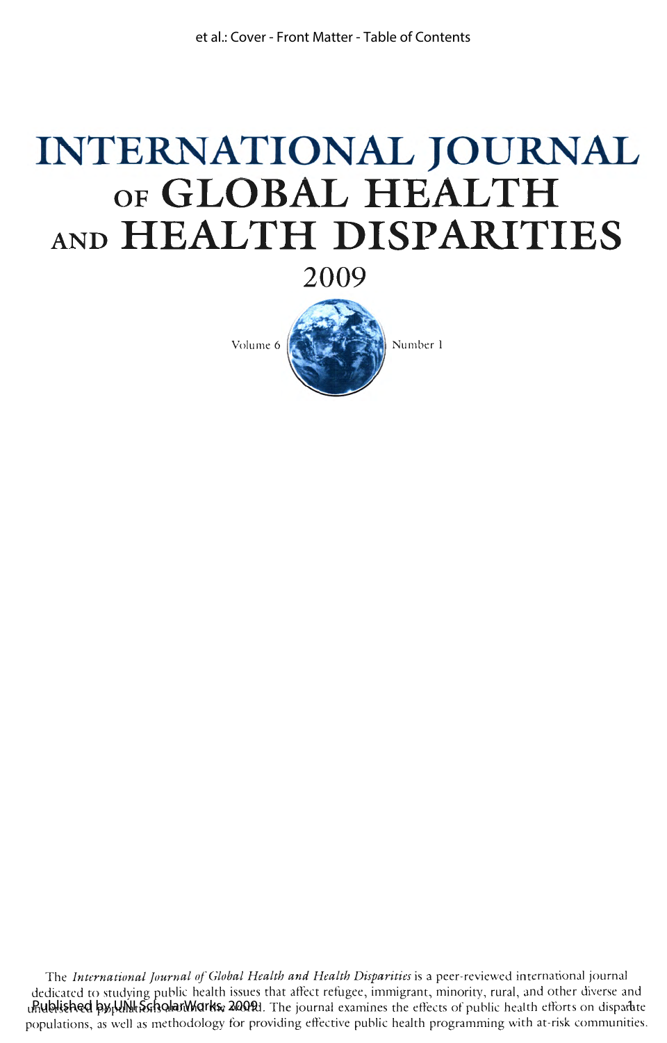# INTERNATIONAL JOURNAL OF GLOBAL HEALTH AND HEALTH DISPARITIES

2009

Volume 6 Number 1

The *International Journal of Global Health and Health Disparities* is a peer-reviewed international journal dedicated to studying public health issues that affect refugee, immigrant, minority, rural, and other diverse and underserved populations around the world. The journal examines the effects of public health efforts on disparate populations, as well as methodology for providing effective public health programming with at-risk communities.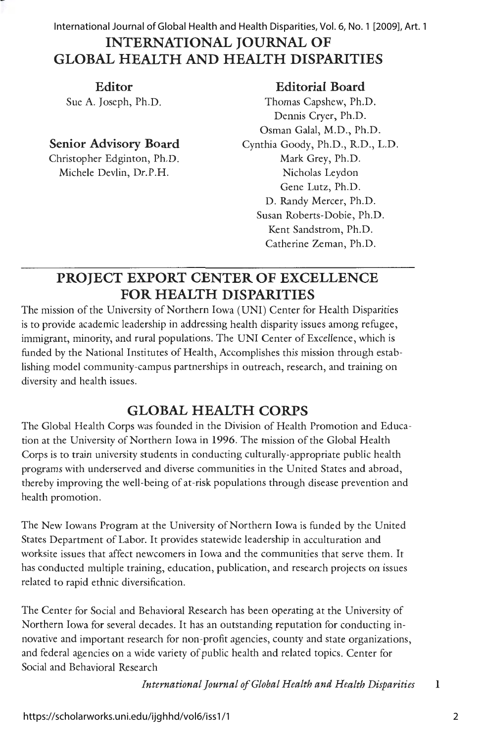# INTERNATIONAL JOURNAL OF GLOBAL HEALTH AND HEALTH DISPARITIES

**Editor**
Sue A. Joseph, Ph.D.

**Senior Advisory Board**
Christopher Edginton, Ph.D.
Michele Devlin, Dr.P.H.

**Editorial Board**
Thomas Capshew, Ph.D.
Dennis Cryer, Ph.D.
Osman Galal, M.D., Ph.D.
Cynthia Goody, Ph.D., R.D., L.D.
Mark Grey, Ph.D.
Nicholas Leydon
Gene Lutz, Ph.D.
D. Randy Mercer, Ph.D.
Susan Roberts-Dobie, Ph.D.
Kent Sandstrom, Ph.D.
Catherine Zeman, Ph.D.

## PROJECT EXPORT CENTER OF EXCELLENCE FOR HEALTH DISPARITIES

The mission of the University of Northern Iowa (UNI) Center for Health Disparities is to provide academic leadership in addressing health disparity issues among refugee, immigrant, minority, and rural populations. The UNI Center of Excellence, which is funded by the National Institutes of Health, Accomplishes this mission through establishing model community-campus partnerships in outreach, research, and training on diversity and health issues.

## GLOBAL HEALTH CORPS

The Global Health Corps was founded in the Division of Health Promotion and Education at the University of Northern Iowa in 1996. The mission of the Global Health Corps is to train university students in conducting culturally-appropriate public health programs with underserved and diverse communities in the United States and abroad, thereby improving the well-being of at-risk populations through disease prevention and health promotion.

The New Iowans Program at the University of Northern Iowa is funded by the United States Department of Labor. It provides statewide leadership in acculturation and worksite issues that affect newcomers in Iowa and the communities that serve them. It has conducted multiple training, education, publication, and research projects on issues related to rapid ethnic diversification.

The Center for Social and Behavioral Research has been operating at the University of Northern Iowa for several decades. It has an outstanding reputation for conducting innovative and important research for non-profit agencies, county and state organizations, and federal agencies on a wide variety of public health and related topics. Center for Social and Behavioral Research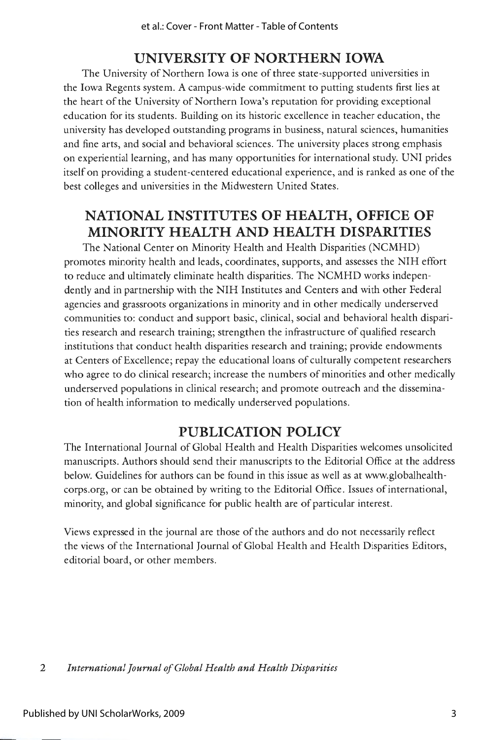## UNIVERSITY OF NORTHERN IOWA

The University of Northern Iowa is one of three state-supported universities in the Iowa Regents system. A campus-wide commitment to putting students first lies at the heart of the University of Northern Iowa's reputation for providing exceptional education for its students. Building on its historic excellence in teacher education, the university has developed outstanding programs in business, natural sciences, humanities and fine arts, and social and behavioral sciences. The university places strong emphasis on experiential learning, and has many opportunities for international study. UNI prides itself on providing a student-centered educational experience, and is ranked as one of the best colleges and universities in the Midwestern United States.

## NATIONAL INSTITUTES OF HEALTH, OFFICE OF MINORITY HEALTH AND HEALTH DISPARITIES

The National Center on Minority Health and Health Disparities (NCMHD) promotes minority health and leads, coordinates, supports, and assesses the NIH effort to reduce and ultimately eliminate health disparities. The NCMHD works independently and in partnership with the NIH Institutes and Centers and with other Federal agencies and grassroots organizations in minority and in other medically underserved communities to: conduct and support basic, clinical, social and behavioral health disparities research and research training; strengthen the infrastructure of qualified research institutions that conduct health disparities research and training; provide endowments at Centers of Excellence; repay the educational loans of culturally competent researchers who agree to do clinical research; increase the numbers of minorities and other medically underserved populations in clinical research; and promote outreach and the dissemination of health information to medically underserved populations.

## PUBLICATION POLICY

The International Journal of Global Health and Health Disparities welcomes unsolicited manuscripts. Authors should send their manuscripts to the Editorial Office at the address below. Guidelines for authors can be found in this issue as well as at www.globalhealthcorps.org, or can be obtained by writing to the Editorial Office. Issues of international, minority, and global significance for public health are of particular interest.

Views expressed in the journal are those of the authors and do not necessarily reflect the views of the International Journal of Global Health and Health Disparities Editors, editorial board, or other members.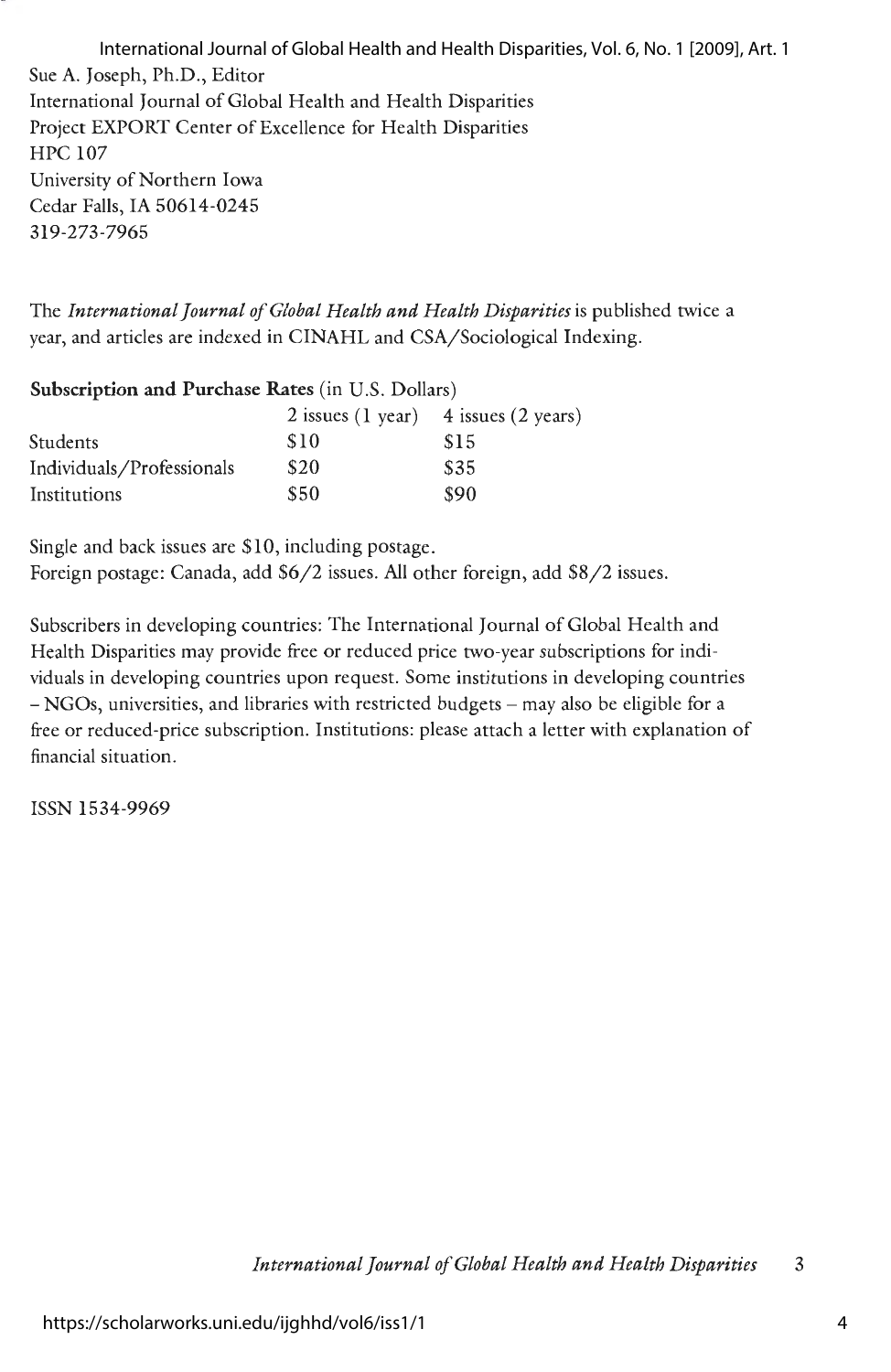Sue A. Joseph, Ph.D., Editor
International Journal of Global Health and Health Disparities
Project EXPORT Center of Excellence for Health Disparities
HPC 107
University of Northern Iowa
Cedar Falls, IA 50614-0245
319-273-7965

The *International Journal of Global Health and Health Disparities* is published twice a year, and articles are indexed in CINAHL and CSA/Sociological Indexing.

**Subscription and Purchase Rates** (in U.S. Dollars)

| | 2 issues (1 year) | 4 issues (2 years) |
|---|---|---|
| Students | $10 | $15 |
| Individuals/Professionals | $20 | $35 |
| Institutions | $50 | $90 |

Single and back issues are $10, including postage.
Foreign postage: Canada, add $6/2 issues. All other foreign, add $8/2 issues.

Subscribers in developing countries: The International Journal of Global Health and Health Disparities may provide free or reduced price two-year subscriptions for individuals in developing countries upon request. Some institutions in developing countries – NGOs, universities, and libraries with restricted budgets – may also be eligible for a free or reduced-price subscription. Institutions: please attach a letter with explanation of financial situation.

ISSN 1534-9969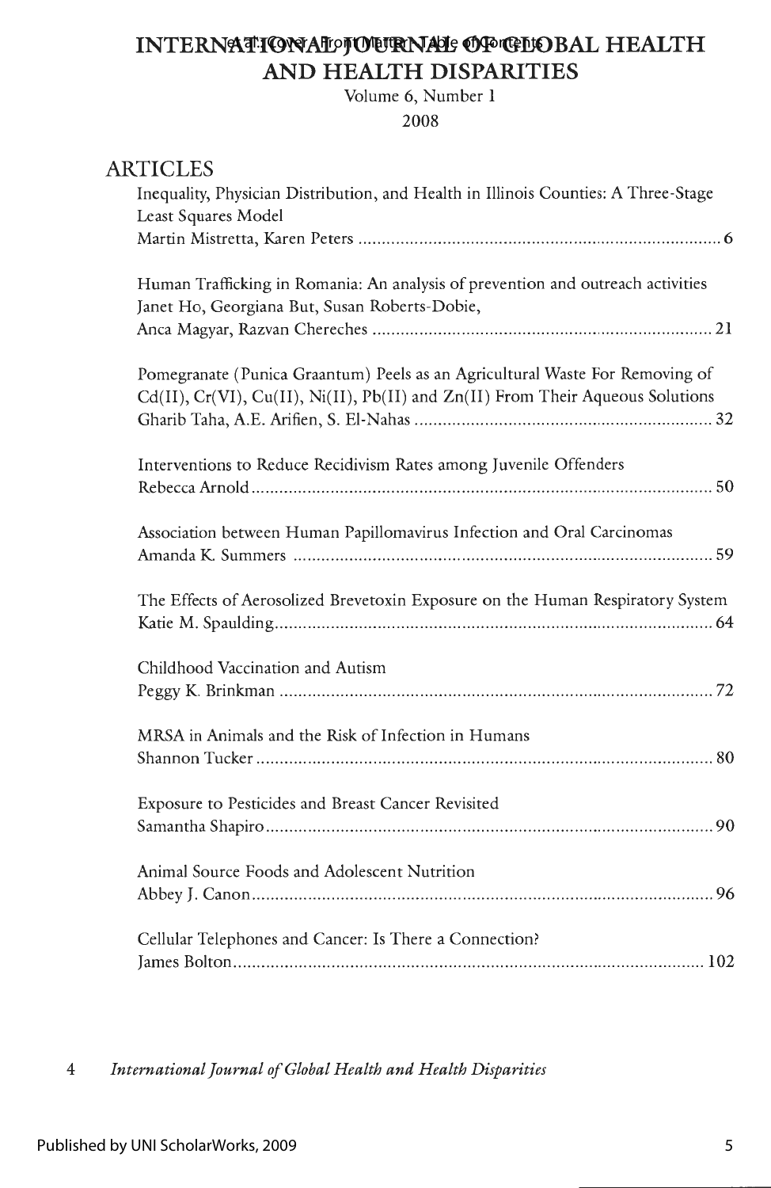# INTERNATIONAL JOURNAL OF GLOBAL HEALTH AND HEALTH DISPARITIES

Volume 6, Number 1

2008

## ARTICLES

Inequality, Physician Distribution, and Health in Illinois Counties: A Three-Stage Least Squares Model
Martin Mistretta, Karen Peters .......... 6

Human Trafficking in Romania: An analysis of prevention and outreach activities
Janet Ho, Georgiana But, Susan Roberts-Dobie, Anca Magyar, Razvan Chereches .......... 21

Pomegranate (Punica Graantum) Peels as an Agricultural Waste For Removing of Cd(II), Cr(VI), Cu(II), Ni(II), Pb(II) and Zn(II) From Their Aqueous Solutions
Gharib Taha, A.E. Arifien, S. El-Nahas .......... 32

Interventions to Reduce Recidivism Rates among Juvenile Offenders
Rebecca Arnold .......... 50

Association between Human Papillomavirus Infection and Oral Carcinomas
Amanda K. Summers .......... 59

The Effects of Aerosolized Brevetoxin Exposure on the Human Respiratory System
Katie M. Spaulding .......... 64

Childhood Vaccination and Autism
Peggy K. Brinkman .......... 72

MRSA in Animals and the Risk of Infection in Humans
Shannon Tucker .......... 80

Exposure to Pesticides and Breast Cancer Revisited
Samantha Shapiro .......... 90

Animal Source Foods and Adolescent Nutrition
Abbey J. Canon .......... 96

Cellular Telephones and Cancer: Is There a Connection?
James Bolton .......... 102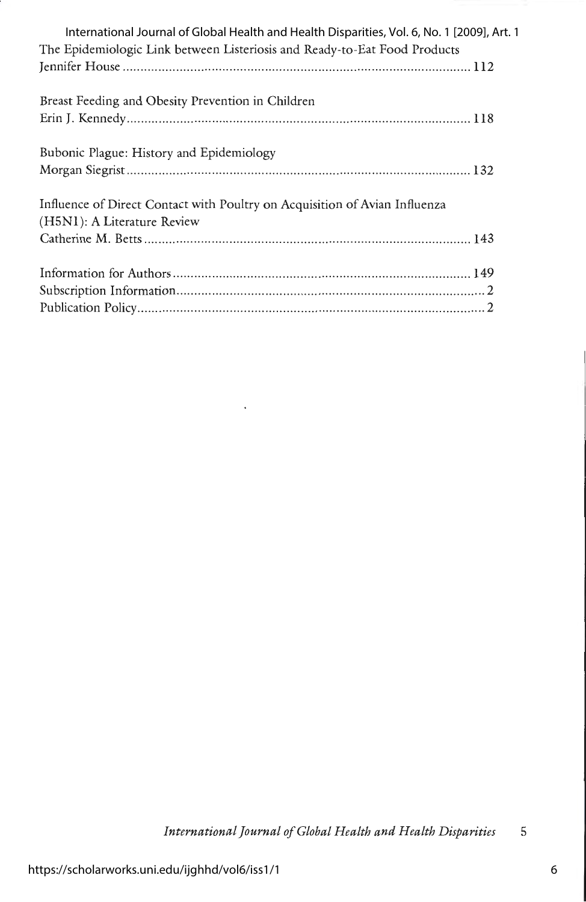The Epidemiologic Link between Listeriosis and Ready-to-Eat Food Products
Jennifer House ........................................................................................ 112

Breast Feeding and Obesity Prevention in Children
Erin J. Kennedy........................................................................................ 118

Bubonic Plague: History and Epidemiology
Morgan Siegrist........................................................................................ 132

Influence of Direct Contact with Poultry on Acquisition of Avian Influenza (H5N1): A Literature Review
Catherine M. Betts.................................................................................... 143

Information for Authors............................................................................ 149
Subscription Information............................................................................ 2
Publication Policy....................................................................................... 2